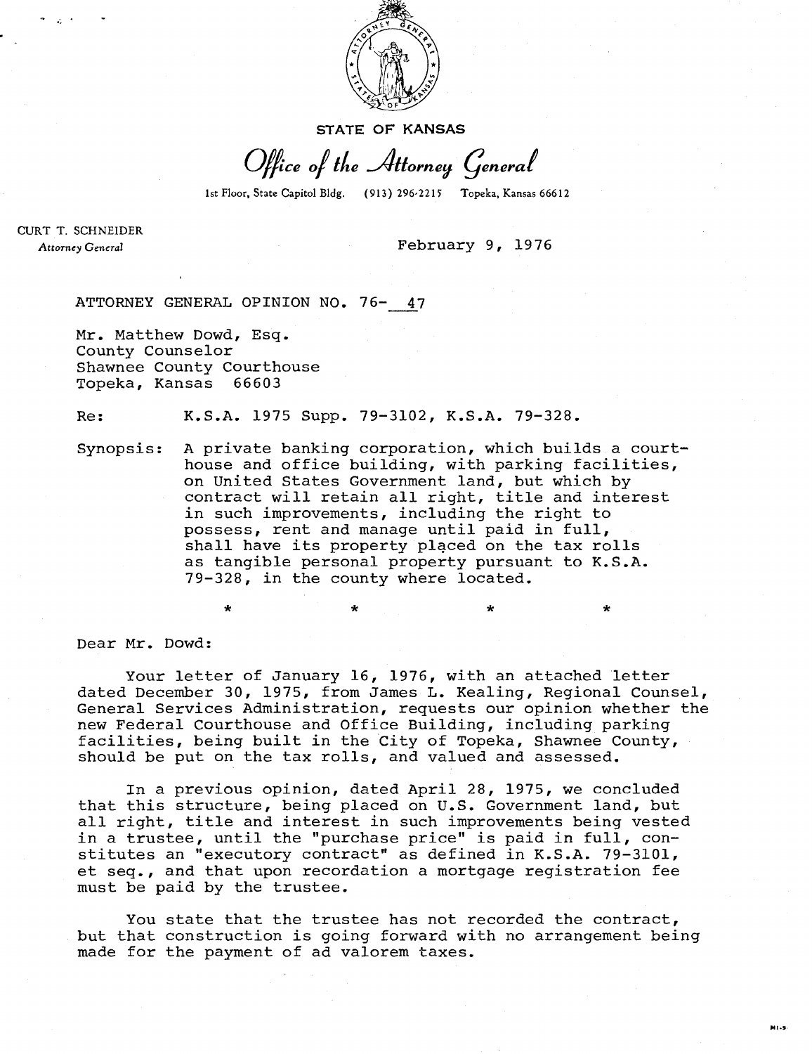STATE OF KANSAS

*Office of the Attorney General*

1st Floor, State Capitol Bldg. (913) 296-2215 Topeka, Kansas 66612

CURT T. SCHNEIDER
*Attorney General*

February 9, 1976

ATTORNEY GENERAL OPINION NO. 76- 47

Mr. Matthew Dowd, Esq.
County Counselor
Shawnee County Courthouse
Topeka, Kansas 66603

Re: K.S.A. 1975 Supp. 79-3102, K.S.A. 79-328.

Synopsis: A private banking corporation, which builds a courthouse and office building, with parking facilities, on United States Government land, but which by contract will retain all right, title and interest in such improvements, including the right to possess, rent and manage until paid in full, shall have its property placed on the tax rolls as tangible personal property pursuant to K.S.A. 79-328, in the county where located.

\* \* \* \*

Dear Mr. Dowd:

Your letter of January 16, 1976, with an attached letter dated December 30, 1975, from James L. Kealing, Regional Counsel, General Services Administration, requests our opinion whether the new Federal Courthouse and Office Building, including parking facilities, being built in the City of Topeka, Shawnee County, should be put on the tax rolls, and valued and assessed.

In a previous opinion, dated April 28, 1975, we concluded that this structure, being placed on U.S. Government land, but all right, title and interest in such improvements being vested in a trustee, until the "purchase price" is paid in full, constitutes an "executory contract" as defined in K.S.A. 79-3101, et seq., and that upon recordation a mortgage registration fee must be paid by the trustee.

You state that the trustee has not recorded the contract, but that construction is going forward with no arrangement being made for the payment of ad valorem taxes.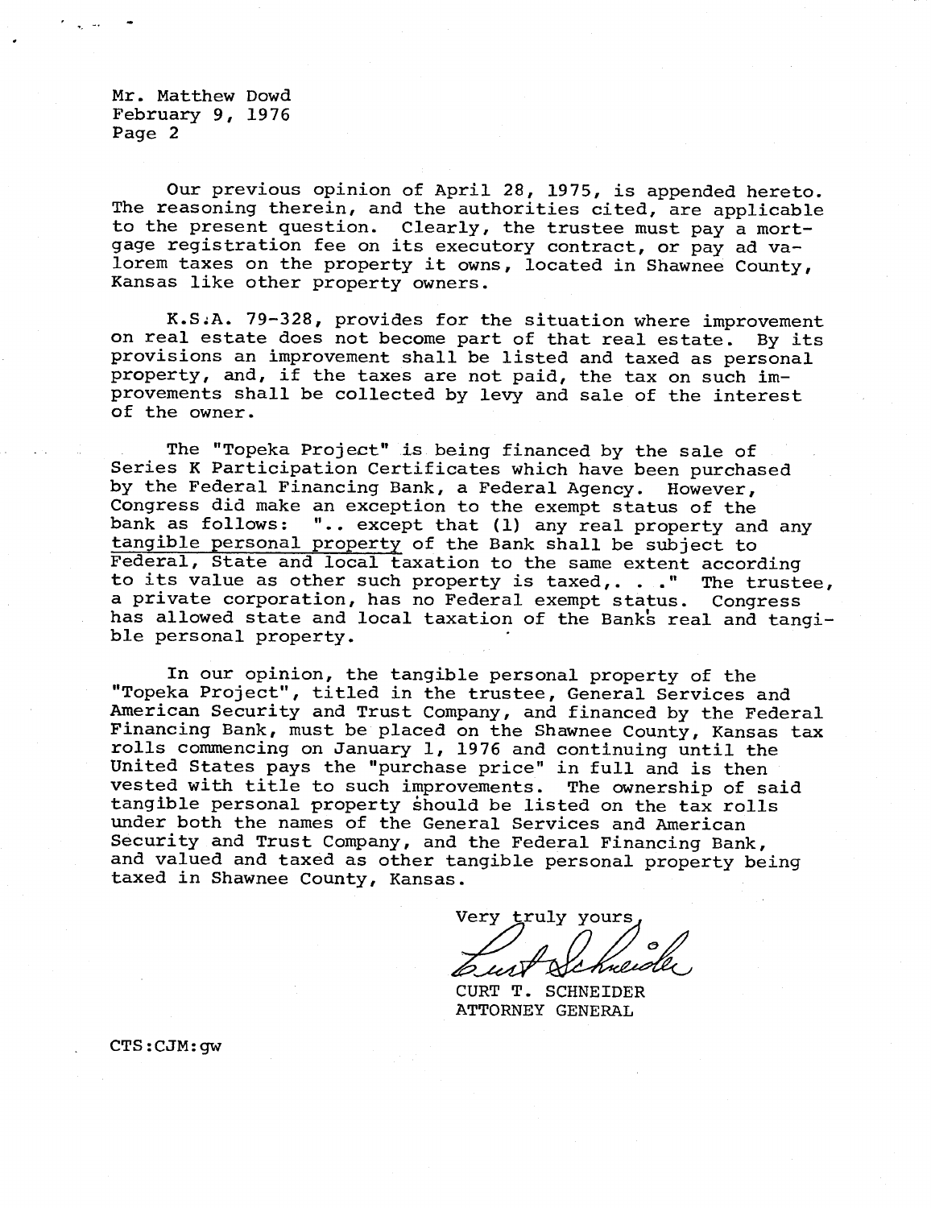Mr. Matthew Dowd
February 9, 1976
Page 2

Our previous opinion of April 28, 1975, is appended hereto. The reasoning therein, and the authorities cited, are applicable to the present question. Clearly, the trustee must pay a mortgage registration fee on its executory contract, or pay ad valorem taxes on the property it owns, located in Shawnee County, Kansas like other property owners.

K.S.A. 79-328, provides for the situation where improvement on real estate does not become part of that real estate. By its provisions an improvement shall be listed and taxed as personal property, and, if the taxes are not paid, the tax on such improvements shall be collected by levy and sale of the interest of the owner.

The "Topeka Project" is being financed by the sale of Series K Participation Certificates which have been purchased by the Federal Financing Bank, a Federal Agency. However, Congress did make an exception to the exempt status of the bank as follows: ".. except that (1) any real property and any tangible personal property of the Bank shall be subject to Federal, State and local taxation to the same extent according to its value as other such property is taxed,. . ." The trustee, a private corporation, has no Federal exempt status. Congress has allowed state and local taxation of the Bank's real and tangible personal property.

In our opinion, the tangible personal property of the "Topeka Project", titled in the trustee, General Services and American Security and Trust Company, and financed by the Federal Financing Bank, must be placed on the Shawnee County, Kansas tax rolls commencing on January 1, 1976 and continuing until the United States pays the "purchase price" in full and is then vested with title to such improvements. The ownership of said tangible personal property should be listed on the tax rolls under both the names of the General Services and American Security and Trust Company, and the Federal Financing Bank, and valued and taxed as other tangible personal property being taxed in Shawnee County, Kansas.

Very truly yours,

CURT T. SCHNEIDER
ATTORNEY GENERAL

CTS:CJM:gw